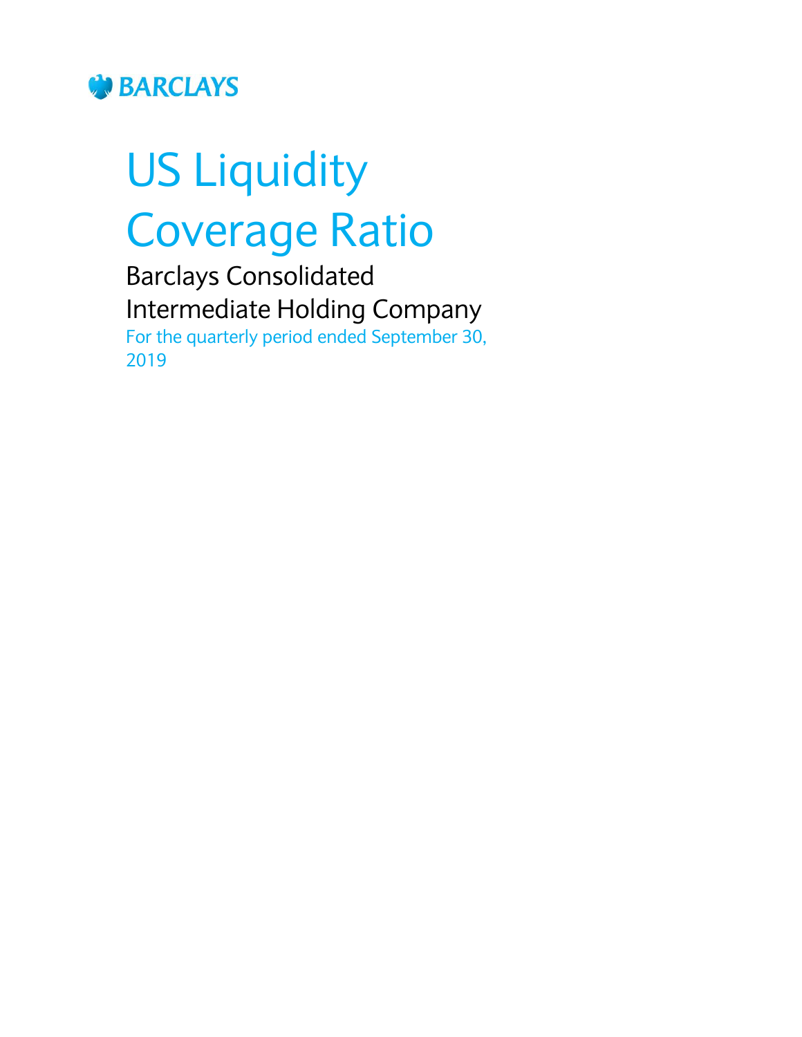BARCLAYS

# US Liquidity Coverage Ratio

## Barclays Consolidated Intermediate Holding Company

For the quarterly period ended September 30, 2019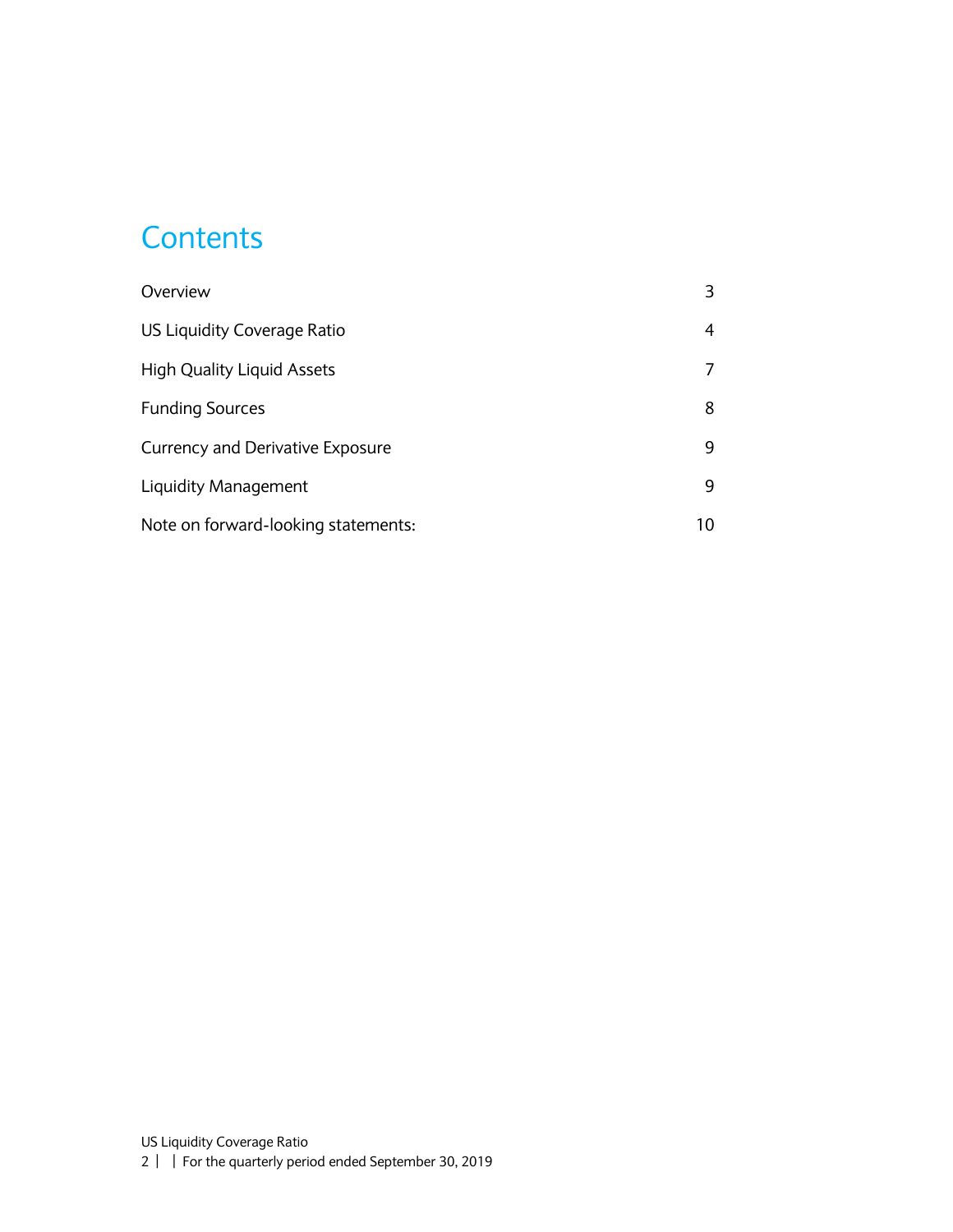# Contents

| | |
|---|---|
| Overview | 3 |
| US Liquidity Coverage Ratio | 4 |
| High Quality Liquid Assets | 7 |
| Funding Sources | 8 |
| Currency and Derivative Exposure | 9 |
| Liquidity Management | 9 |
| Note on forward-looking statements: | 10 |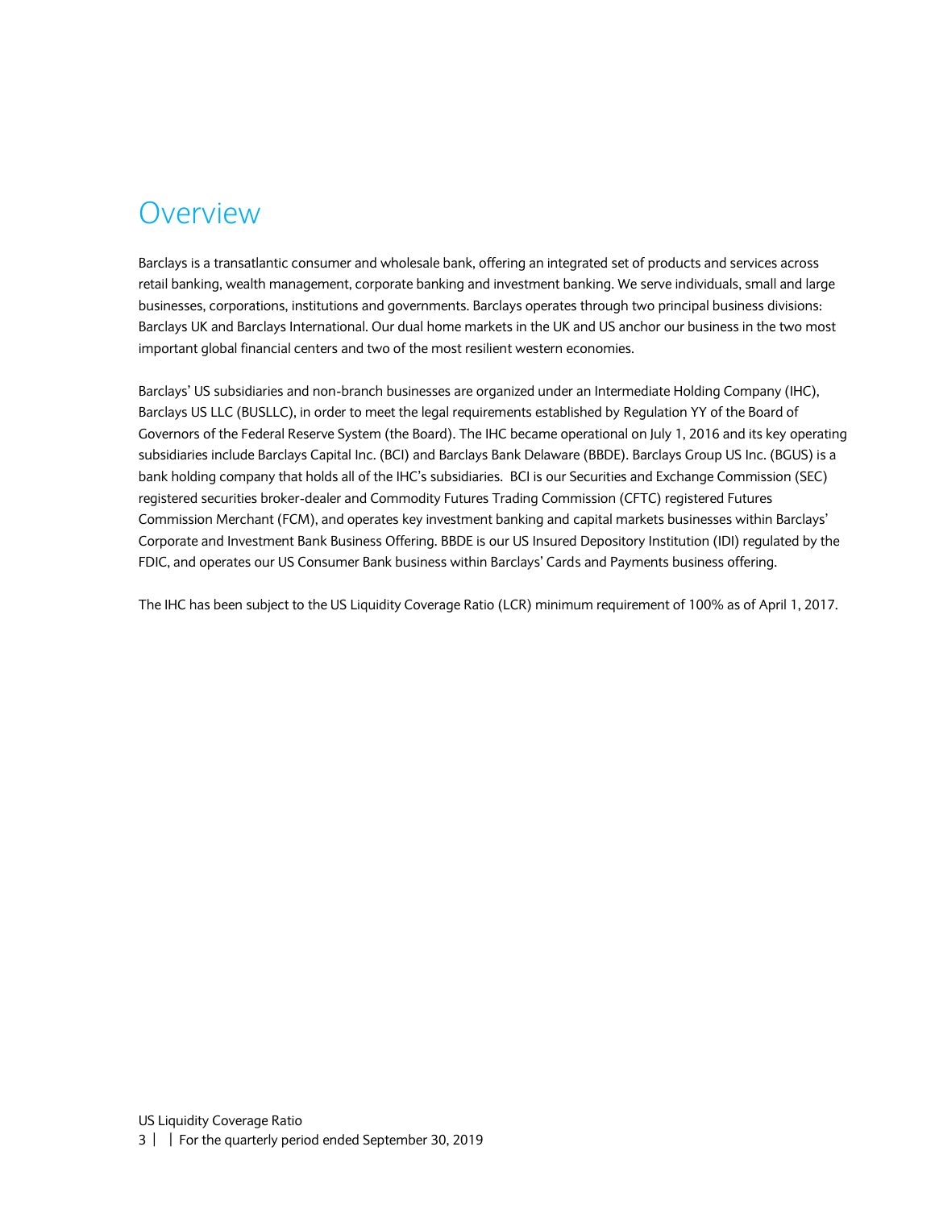# Overview

Barclays is a transatlantic consumer and wholesale bank, offering an integrated set of products and services across retail banking, wealth management, corporate banking and investment banking. We serve individuals, small and large businesses, corporations, institutions and governments. Barclays operates through two principal business divisions: Barclays UK and Barclays International. Our dual home markets in the UK and US anchor our business in the two most important global financial centers and two of the most resilient western economies.

Barclays' US subsidiaries and non-branch businesses are organized under an Intermediate Holding Company (IHC), Barclays US LLC (BUSLLC), in order to meet the legal requirements established by Regulation YY of the Board of Governors of the Federal Reserve System (the Board). The IHC became operational on July 1, 2016 and its key operating subsidiaries include Barclays Capital Inc. (BCI) and Barclays Bank Delaware (BBDE). Barclays Group US Inc. (BGUS) is a bank holding company that holds all of the IHC's subsidiaries. BCI is our Securities and Exchange Commission (SEC) registered securities broker-dealer and Commodity Futures Trading Commission (CFTC) registered Futures Commission Merchant (FCM), and operates key investment banking and capital markets businesses within Barclays' Corporate and Investment Bank Business Offering. BBDE is our US Insured Depository Institution (IDI) regulated by the FDIC, and operates our US Consumer Bank business within Barclays' Cards and Payments business offering.

The IHC has been subject to the US Liquidity Coverage Ratio (LCR) minimum requirement of 100% as of April 1, 2017.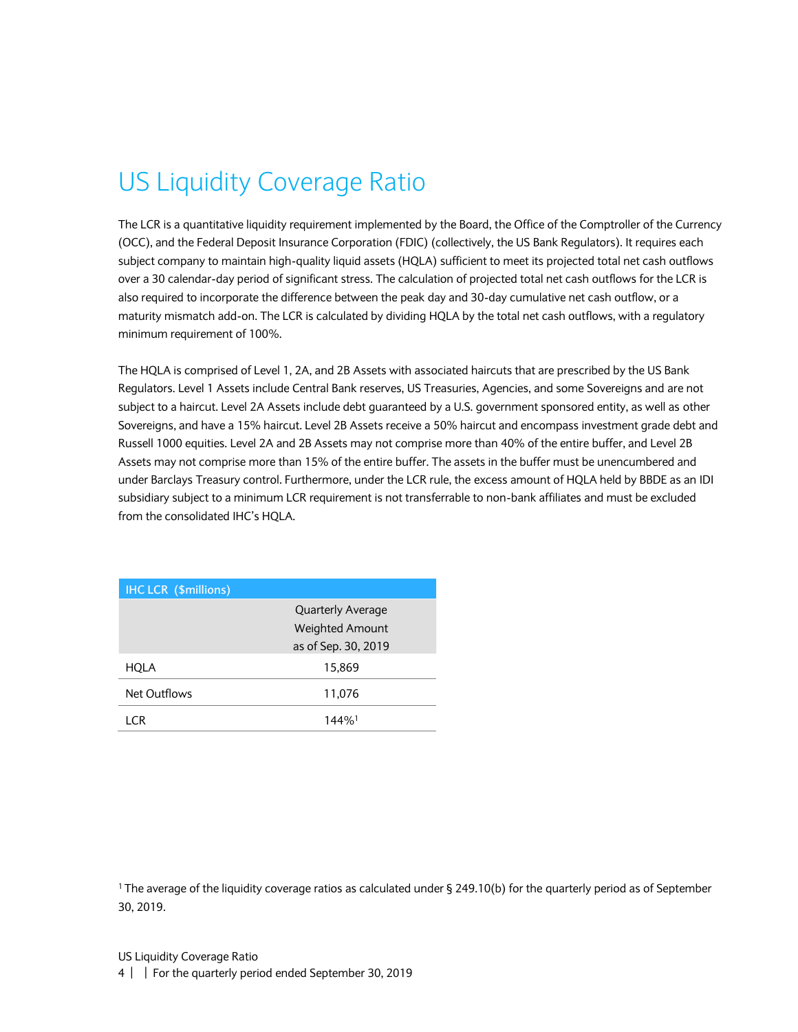# US Liquidity Coverage Ratio

The LCR is a quantitative liquidity requirement implemented by the Board, the Office of the Comptroller of the Currency (OCC), and the Federal Deposit Insurance Corporation (FDIC) (collectively, the US Bank Regulators). It requires each subject company to maintain high-quality liquid assets (HQLA) sufficient to meet its projected total net cash outflows over a 30 calendar-day period of significant stress. The calculation of projected total net cash outflows for the LCR is also required to incorporate the difference between the peak day and 30-day cumulative net cash outflow, or a maturity mismatch add-on. The LCR is calculated by dividing HQLA by the total net cash outflows, with a regulatory minimum requirement of 100%.

The HQLA is comprised of Level 1, 2A, and 2B Assets with associated haircuts that are prescribed by the US Bank Regulators. Level 1 Assets include Central Bank reserves, US Treasuries, Agencies, and some Sovereigns and are not subject to a haircut. Level 2A Assets include debt guaranteed by a U.S. government sponsored entity, as well as other Sovereigns, and have a 15% haircut. Level 2B Assets receive a 50% haircut and encompass investment grade debt and Russell 1000 equities. Level 2A and 2B Assets may not comprise more than 40% of the entire buffer, and Level 2B Assets may not comprise more than 15% of the entire buffer. The assets in the buffer must be unencumbered and under Barclays Treasury control. Furthermore, under the LCR rule, the excess amount of HQLA held by BBDE as an IDI subsidiary subject to a minimum LCR requirement is not transferrable to non-bank affiliates and must be excluded from the consolidated IHC's HQLA.

| IHC LCR ($millions) | Quarterly Average Weighted Amount as of Sep. 30, 2019 |
|---|---|
| HQLA | 15,869 |
| Net Outflows | 11,076 |
| LCR | 144%[1] |

[1] The average of the liquidity coverage ratios as calculated under § 249.10(b) for the quarterly period as of September 30, 2019.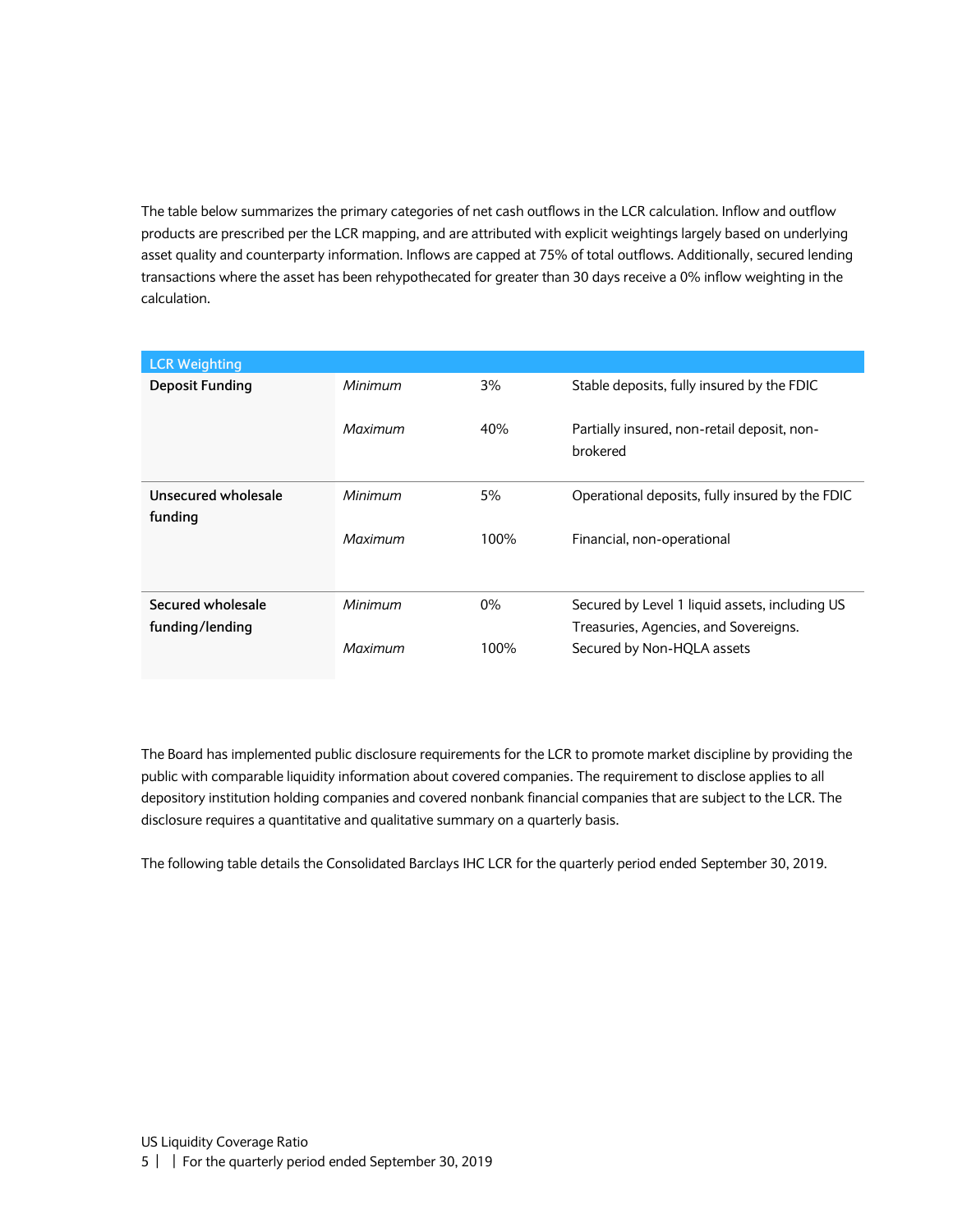The table below summarizes the primary categories of net cash outflows in the LCR calculation. Inflow and outflow products are prescribed per the LCR mapping, and are attributed with explicit weightings largely based on underlying asset quality and counterparty information. Inflows are capped at 75% of total outflows. Additionally, secured lending transactions where the asset has been rehypothecated for greater than 30 days receive a 0% inflow weighting in the calculation.

| LCR Weighting | | | |
|---|---|---|---|
| **Deposit Funding** | *Minimum* | 3% | Stable deposits, fully insured by the FDIC |
| | *Maximum* | 40% | Partially insured, non-retail deposit, non-brokered |
| **Unsecured wholesale funding** | *Minimum* | 5% | Operational deposits, fully insured by the FDIC |
| | *Maximum* | 100% | Financial, non-operational |
| **Secured wholesale funding/lending** | *Minimum* | 0% | Secured by Level 1 liquid assets, including US Treasuries, Agencies, and Sovereigns. |
| | *Maximum* | 100% | Secured by Non-HQLA assets |

The Board has implemented public disclosure requirements for the LCR to promote market discipline by providing the public with comparable liquidity information about covered companies. The requirement to disclose applies to all depository institution holding companies and covered nonbank financial companies that are subject to the LCR. The disclosure requires a quantitative and qualitative summary on a quarterly basis.

The following table details the Consolidated Barclays IHC LCR for the quarterly period ended September 30, 2019.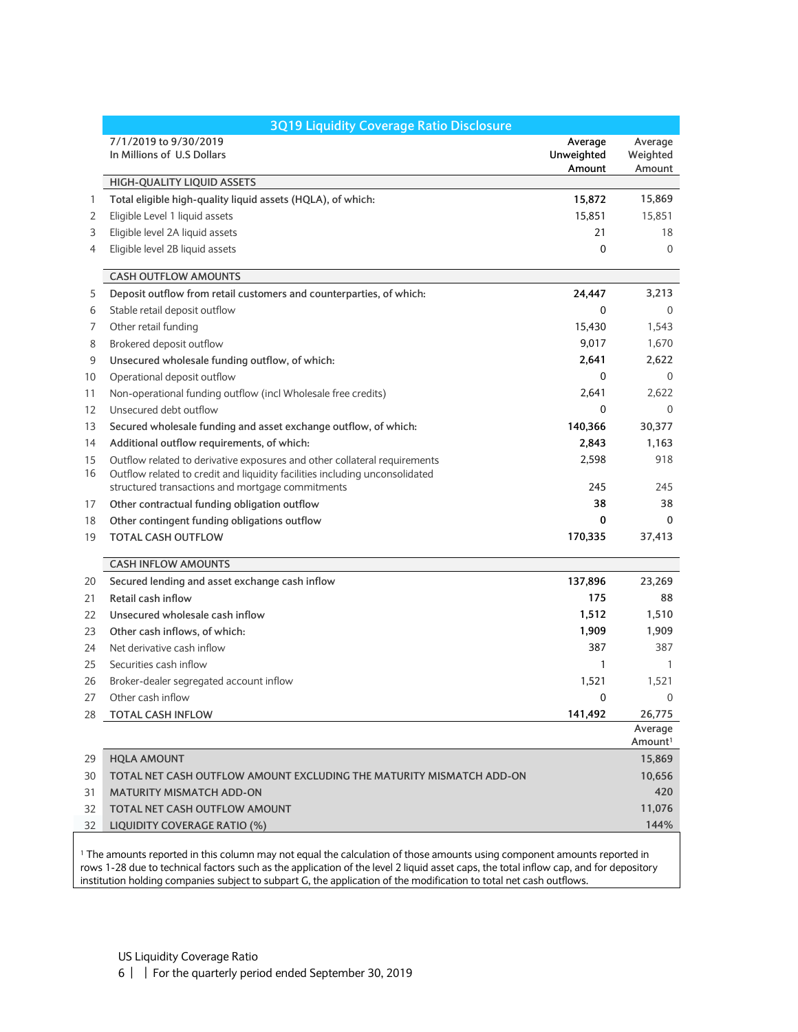## 3Q19 Liquidity Coverage Ratio Disclosure

| | 7/1/2019 to 9/30/2019<br>In Millions of U.S Dollars | Average Unweighted Amount | Average Weighted Amount |
|---|---|---|---|
| | **HIGH-QUALITY LIQUID ASSETS** | | |
| 1 | **Total eligible high-quality liquid assets (HQLA), of which:** | **15,872** | 15,869 |
| 2 | Eligible Level 1 liquid assets | 15,851 | 15,851 |
| 3 | Eligible level 2A liquid assets | 21 | 18 |
| 4 | Eligible level 2B liquid assets | 0 | 0 |
| | **CASH OUTFLOW AMOUNTS** | | |
| 5 | **Deposit outflow from retail customers and counterparties, of which:** | **24,447** | 3,213 |
| 6 | Stable retail deposit outflow | 0 | 0 |
| 7 | Other retail funding | 15,430 | 1,543 |
| 8 | Brokered deposit outflow | 9,017 | 1,670 |
| 9 | **Unsecured wholesale funding outflow, of which:** | **2,641** | 2,622 |
| 10 | Operational deposit outflow | 0 | 0 |
| 11 | Non-operational funding outflow (incl Wholesale free credits) | 2,641 | 2,622 |
| 12 | Unsecured debt outflow | 0 | 0 |
| 13 | **Secured wholesale funding and asset exchange outflow, of which:** | **140,366** | 30,377 |
| 14 | **Additional outflow requirements, of which:** | **2,843** | 1,163 |
| 15 | Outflow related to derivative exposures and other collateral requirements | 2,598 | 918 |
| 16 | Outflow related to credit and liquidity facilities including unconsolidated structured transactions and mortgage commitments | 245 | 245 |
| 17 | **Other contractual funding obligation outflow** | **38** | 38 |
| 18 | **Other contingent funding obligations outflow** | **0** | 0 |
| 19 | **TOTAL CASH OUTFLOW** | **170,335** | 37,413 |
| | **CASH INFLOW AMOUNTS** | | |
| 20 | **Secured lending and asset exchange cash inflow** | **137,896** | 23,269 |
| 21 | **Retail cash inflow** | **175** | 88 |
| 22 | **Unsecured wholesale cash inflow** | **1,512** | 1,510 |
| 23 | **Other cash inflows, of which:** | **1,909** | 1,909 |
| 24 | Net derivative cash inflow | 387 | 387 |
| 25 | Securities cash inflow | 1 | 1 |
| 26 | Broker-dealer segregated account inflow | 1,521 | 1,521 |
| 27 | Other cash inflow | 0 | 0 |
| 28 | **TOTAL CASH INFLOW** | **141,492** | 26,775 |
| | | | **Average Amount[1]** |
| 29 | **HQLA AMOUNT** | | 15,869 |
| 30 | **TOTAL NET CASH OUTFLOW AMOUNT EXCLUDING THE MATURITY MISMATCH ADD-ON** | | 10,656 |
| 31 | **MATURITY MISMATCH ADD-ON** | | 420 |
| 32 | **TOTAL NET CASH OUTFLOW AMOUNT** | | 11,076 |
| 32 | **LIQUIDITY COVERAGE RATIO (%)** | | 144% |

[1] The amounts reported in this column may not equal the calculation of those amounts using component amounts reported in rows 1-28 due to technical factors such as the application of the level 2 liquid asset caps, the total inflow cap, and for depository institution holding companies subject to subpart G, the application of the modification to total net cash outflows.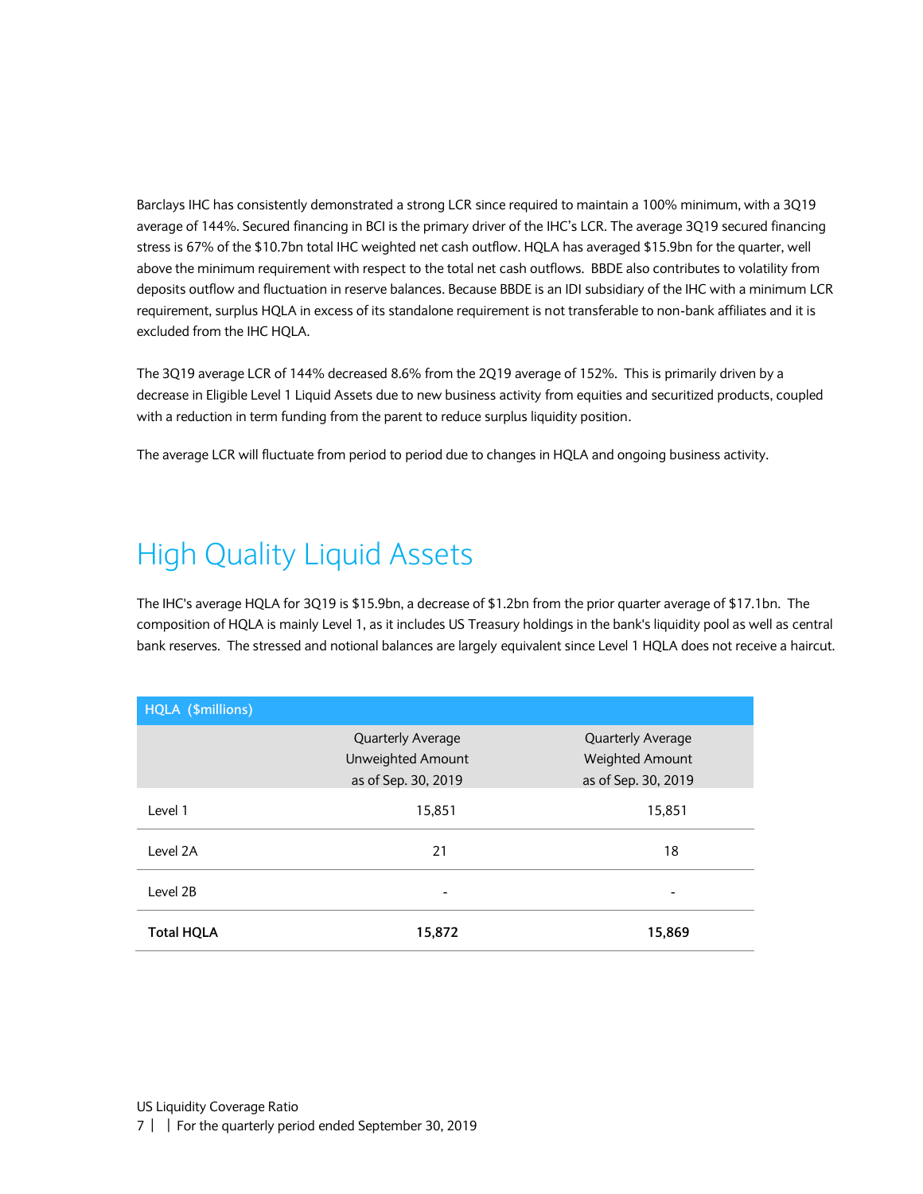Barclays IHC has consistently demonstrated a strong LCR since required to maintain a 100% minimum, with a 3Q19 average of 144%. Secured financing in BCI is the primary driver of the IHC's LCR. The average 3Q19 secured financing stress is 67% of the $10.7bn total IHC weighted net cash outflow. HQLA has averaged $15.9bn for the quarter, well above the minimum requirement with respect to the total net cash outflows. BBDE also contributes to volatility from deposits outflow and fluctuation in reserve balances. Because BBDE is an IDI subsidiary of the IHC with a minimum LCR requirement, surplus HQLA in excess of its standalone requirement is not transferable to non-bank affiliates and it is excluded from the IHC HQLA.

The 3Q19 average LCR of 144% decreased 8.6% from the 2Q19 average of 152%. This is primarily driven by a decrease in Eligible Level 1 Liquid Assets due to new business activity from equities and securitized products, coupled with a reduction in term funding from the parent to reduce surplus liquidity position.

The average LCR will fluctuate from period to period due to changes in HQLA and ongoing business activity.

# High Quality Liquid Assets

The IHC's average HQLA for 3Q19 is $15.9bn, a decrease of $1.2bn from the prior quarter average of $17.1bn. The composition of HQLA is mainly Level 1, as it includes US Treasury holdings in the bank's liquidity pool as well as central bank reserves. The stressed and notional balances are largely equivalent since Level 1 HQLA does not receive a haircut.

| HQLA ($millions) | Quarterly Average Unweighted Amount as of Sep. 30, 2019 | Quarterly Average Weighted Amount as of Sep. 30, 2019 |
|---|---|---|
| Level 1 | 15,851 | 15,851 |
| Level 2A | 21 | 18 |
| Level 2B | - | - |
| **Total HQLA** | **15,872** | **15,869** |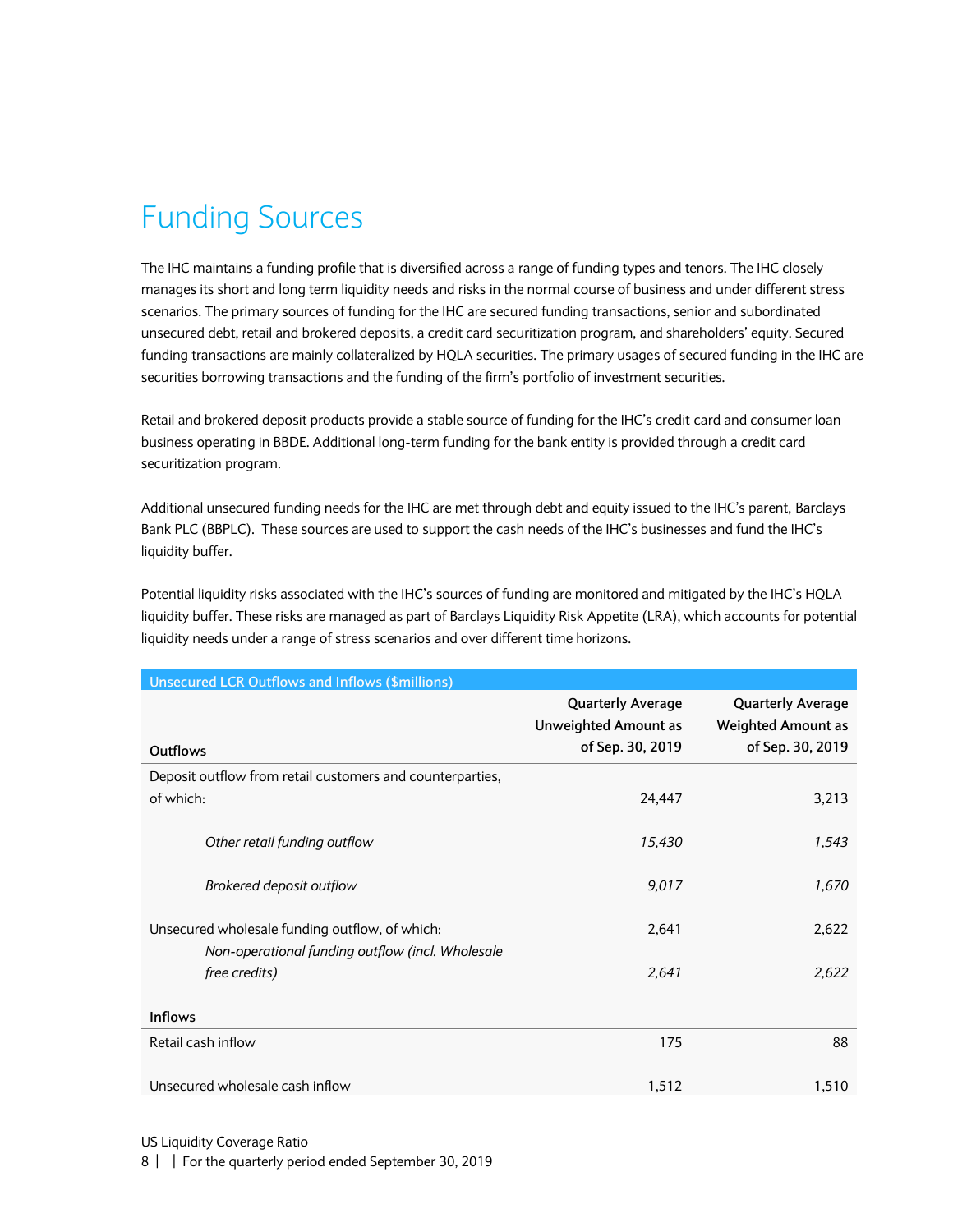# Funding Sources

The IHC maintains a funding profile that is diversified across a range of funding types and tenors. The IHC closely manages its short and long term liquidity needs and risks in the normal course of business and under different stress scenarios. The primary sources of funding for the IHC are secured funding transactions, senior and subordinated unsecured debt, retail and brokered deposits, a credit card securitization program, and shareholders' equity. Secured funding transactions are mainly collateralized by HQLA securities. The primary usages of secured funding in the IHC are securities borrowing transactions and the funding of the firm's portfolio of investment securities.

Retail and brokered deposit products provide a stable source of funding for the IHC's credit card and consumer loan business operating in BBDE. Additional long-term funding for the bank entity is provided through a credit card securitization program.

Additional unsecured funding needs for the IHC are met through debt and equity issued to the IHC's parent, Barclays Bank PLC (BBPLC). These sources are used to support the cash needs of the IHC's businesses and fund the IHC's liquidity buffer.

Potential liquidity risks associated with the IHC's sources of funding are monitored and mitigated by the IHC's HQLA liquidity buffer. These risks are managed as part of Barclays Liquidity Risk Appetite (LRA), which accounts for potential liquidity needs under a range of stress scenarios and over different time horizons.

| Unsecured LCR Outflows and Inflows ($millions) | | |
|---|---|---|
| **Outflows** | **Quarterly Average Unweighted Amount as of Sep. 30, 2019** | **Quarterly Average Weighted Amount as of Sep. 30, 2019** |
| Deposit outflow from retail customers and counterparties, of which: | 24,447 | 3,213 |
| *Other retail funding outflow* | *15,430* | *1,543* |
| *Brokered deposit outflow* | *9,017* | *1,670* |
| Unsecured wholesale funding outflow, of which: | 2,641 | 2,622 |
| *Non-operational funding outflow (incl. Wholesale free credits)* | *2,641* | *2,622* |
| **Inflows** | | |
| Retail cash inflow | 175 | 88 |
| Unsecured wholesale cash inflow | 1,512 | 1,510 |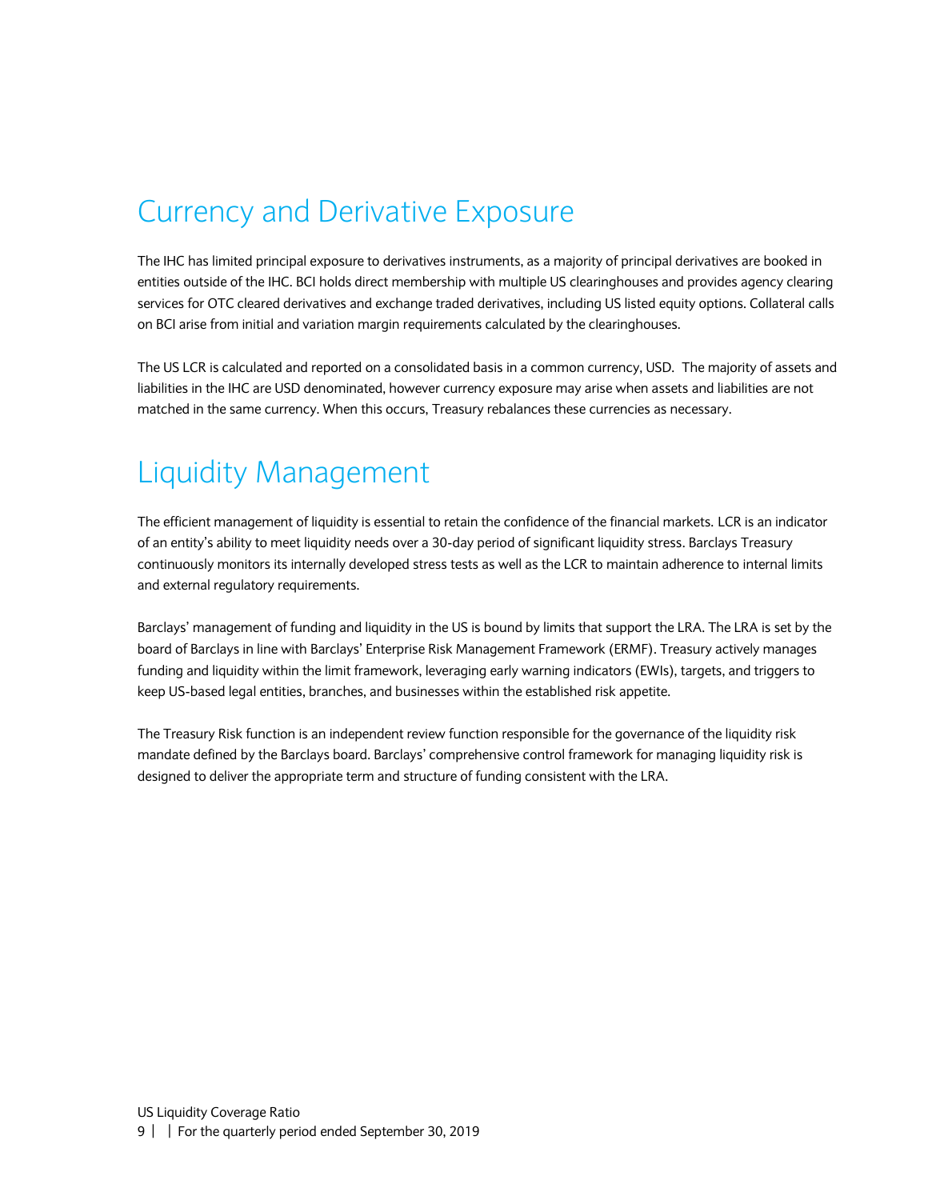# Currency and Derivative Exposure

The IHC has limited principal exposure to derivatives instruments, as a majority of principal derivatives are booked in entities outside of the IHC. BCI holds direct membership with multiple US clearinghouses and provides agency clearing services for OTC cleared derivatives and exchange traded derivatives, including US listed equity options. Collateral calls on BCI arise from initial and variation margin requirements calculated by the clearinghouses.

The US LCR is calculated and reported on a consolidated basis in a common currency, USD. The majority of assets and liabilities in the IHC are USD denominated, however currency exposure may arise when assets and liabilities are not matched in the same currency. When this occurs, Treasury rebalances these currencies as necessary.

# Liquidity Management

The efficient management of liquidity is essential to retain the confidence of the financial markets. LCR is an indicator of an entity's ability to meet liquidity needs over a 30-day period of significant liquidity stress. Barclays Treasury continuously monitors its internally developed stress tests as well as the LCR to maintain adherence to internal limits and external regulatory requirements.

Barclays' management of funding and liquidity in the US is bound by limits that support the LRA. The LRA is set by the board of Barclays in line with Barclays' Enterprise Risk Management Framework (ERMF). Treasury actively manages funding and liquidity within the limit framework, leveraging early warning indicators (EWIs), targets, and triggers to keep US-based legal entities, branches, and businesses within the established risk appetite.

The Treasury Risk function is an independent review function responsible for the governance of the liquidity risk mandate defined by the Barclays board. Barclays' comprehensive control framework for managing liquidity risk is designed to deliver the appropriate term and structure of funding consistent with the LRA.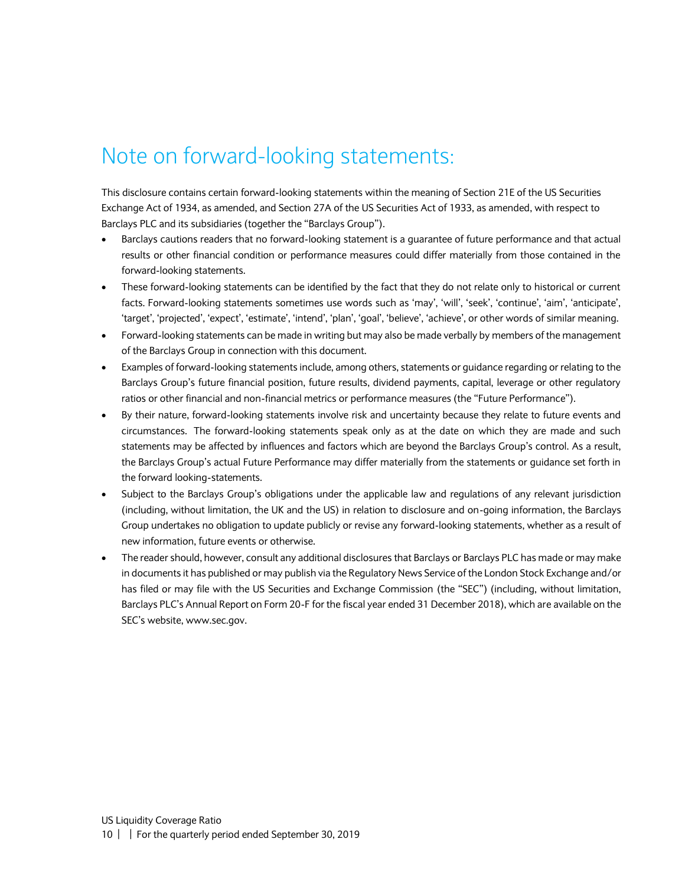# Note on forward-looking statements:

This disclosure contains certain forward-looking statements within the meaning of Section 21E of the US Securities Exchange Act of 1934, as amended, and Section 27A of the US Securities Act of 1933, as amended, with respect to Barclays PLC and its subsidiaries (together the "Barclays Group").

- Barclays cautions readers that no forward-looking statement is a guarantee of future performance and that actual results or other financial condition or performance measures could differ materially from those contained in the forward-looking statements.
- These forward-looking statements can be identified by the fact that they do not relate only to historical or current facts. Forward-looking statements sometimes use words such as 'may', 'will', 'seek', 'continue', 'aim', 'anticipate', 'target', 'projected', 'expect', 'estimate', 'intend', 'plan', 'goal', 'believe', 'achieve', or other words of similar meaning.
- Forward-looking statements can be made in writing but may also be made verbally by members of the management of the Barclays Group in connection with this document.
- Examples of forward-looking statements include, among others, statements or guidance regarding or relating to the Barclays Group's future financial position, future results, dividend payments, capital, leverage or other regulatory ratios or other financial and non-financial metrics or performance measures (the "Future Performance").
- By their nature, forward-looking statements involve risk and uncertainty because they relate to future events and circumstances. The forward-looking statements speak only as at the date on which they are made and such statements may be affected by influences and factors which are beyond the Barclays Group's control. As a result, the Barclays Group's actual Future Performance may differ materially from the statements or guidance set forth in the forward looking-statements.
- Subject to the Barclays Group's obligations under the applicable law and regulations of any relevant jurisdiction (including, without limitation, the UK and the US) in relation to disclosure and on-going information, the Barclays Group undertakes no obligation to update publicly or revise any forward-looking statements, whether as a result of new information, future events or otherwise.
- The reader should, however, consult any additional disclosures that Barclays or Barclays PLC has made or may make in documents it has published or may publish via the Regulatory News Service of the London Stock Exchange and/or has filed or may file with the US Securities and Exchange Commission (the "SEC") (including, without limitation, Barclays PLC's Annual Report on Form 20-F for the fiscal year ended 31 December 2018), which are available on the SEC's website, www.sec.gov.